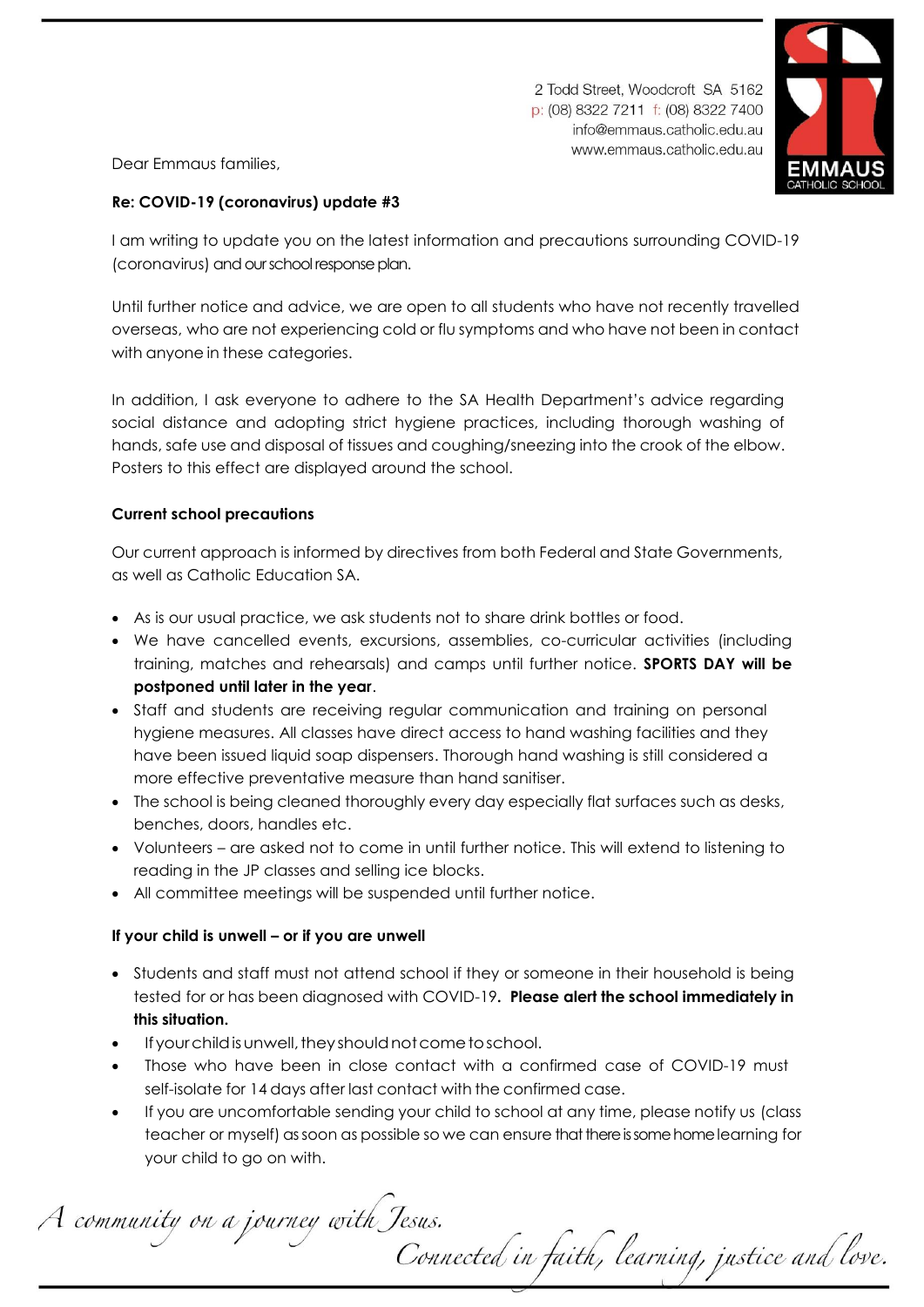2 Todd Street, Woodcroft SA 5162
p: (08) 8322 7211 f: (08) 8322 7400
info@emmaus.catholic.edu.au
www.emmaus.catholic.edu.au

EMMAUS CATHOLIC SCHOOL

Dear Emmaus families,

**Re: COVID-19 (coronavirus) update #3**

I am writing to update you on the latest information and precautions surrounding COVID-19 (coronavirus) and our school response plan.

Until further notice and advice, we are open to all students who have not recently travelled overseas, who are not experiencing cold or flu symptoms and who have not been in contact with anyone in these categories.

In addition, I ask everyone to adhere to the SA Health Department's advice regarding social distance and adopting strict hygiene practices, including thorough washing of hands, safe use and disposal of tissues and coughing/sneezing into the crook of the elbow. Posters to this effect are displayed around the school.

**Current school precautions**

Our current approach is informed by directives from both Federal and State Governments, as well as Catholic Education SA.

- As is our usual practice, we ask students not to share drink bottles or food.
- We have cancelled events, excursions, assemblies, co-curricular activities (including training, matches and rehearsals) and camps until further notice. **SPORTS DAY will be postponed until later in the year**.
- Staff and students are receiving regular communication and training on personal hygiene measures. All classes have direct access to hand washing facilities and they have been issued liquid soap dispensers. Thorough hand washing is still considered a more effective preventative measure than hand sanitiser.
- The school is being cleaned thoroughly every day especially flat surfaces such as desks, benches, doors, handles etc.
- Volunteers – are asked not to come in until further notice. This will extend to listening to reading in the JP classes and selling ice blocks.
- All committee meetings will be suspended until further notice.

**If your child is unwell – or if you are unwell**

- Students and staff must not attend school if they or someone in their household is being tested for or has been diagnosed with COVID-19. **Please alert the school immediately in this situation.**
- If your child is unwell, they should not come to school.
- Those who have been in close contact with a confirmed case of COVID-19 must self-isolate for 14 days after last contact with the confirmed case.
- If you are uncomfortable sending your child to school at any time, please notify us (class teacher or myself) as soon as possible so we can ensure that there is some home learning for your child to go on with.

*A community on a journey with Jesus. Connected in faith, learning, justice and love.*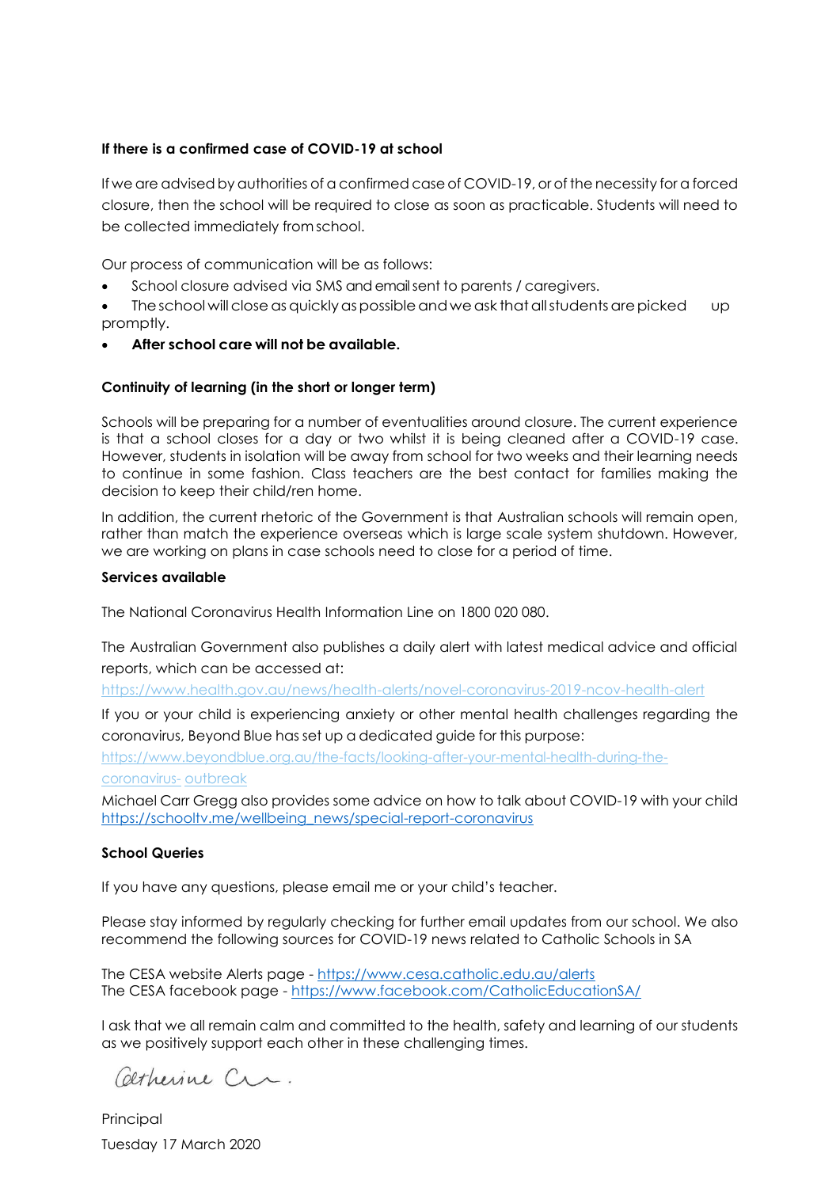**If there is a confirmed case of COVID-19 at school**

If we are advised by authorities of a confirmed case of COVID-19, or of the necessity for a forced closure, then the school will be required to close as soon as practicable. Students will need to be collected immediately from school.

Our process of communication will be as follows:

- School closure advised via SMS and email sent to parents / caregivers.
- The school will close as quickly as possible and we ask that all students are picked up promptly.
- **After school care will not be available.**

**Continuity of learning (in the short or longer term)**

Schools will be preparing for a number of eventualities around closure. The current experience is that a school closes for a day or two whilst it is being cleaned after a COVID-19 case. However, students in isolation will be away from school for two weeks and their learning needs to continue in some fashion. Class teachers are the best contact for families making the decision to keep their child/ren home.

In addition, the current rhetoric of the Government is that Australian schools will remain open, rather than match the experience overseas which is large scale system shutdown. However, we are working on plans in case schools need to close for a period of time.

**Services available**

The National Coronavirus Health Information Line on 1800 020 080.

The Australian Government also publishes a daily alert with latest medical advice and official reports, which can be accessed at:

https://www.health.gov.au/news/health-alerts/novel-coronavirus-2019-ncov-health-alert

If you or your child is experiencing anxiety or other mental health challenges regarding the coronavirus, Beyond Blue has set up a dedicated guide for this purpose:

https://www.beyondblue.org.au/the-facts/looking-after-your-mental-health-during-the-coronavirus- outbreak

Michael Carr Gregg also provides some advice on how to talk about COVID-19 with your child https://schooltv.me/wellbeing_news/special-report-coronavirus

**School Queries**

If you have any questions, please email me or your child's teacher.

Please stay informed by regularly checking for further email updates from our school. We also recommend the following sources for COVID-19 news related to Catholic Schools in SA

The CESA website Alerts page - https://www.cesa.catholic.edu.au/alerts
The CESA facebook page - https://www.facebook.com/CatholicEducationSA/

I ask that we all remain calm and committed to the health, safety and learning of our students as we positively support each other in these challenging times.

Catherine Carr.

Principal

Tuesday 17 March 2020